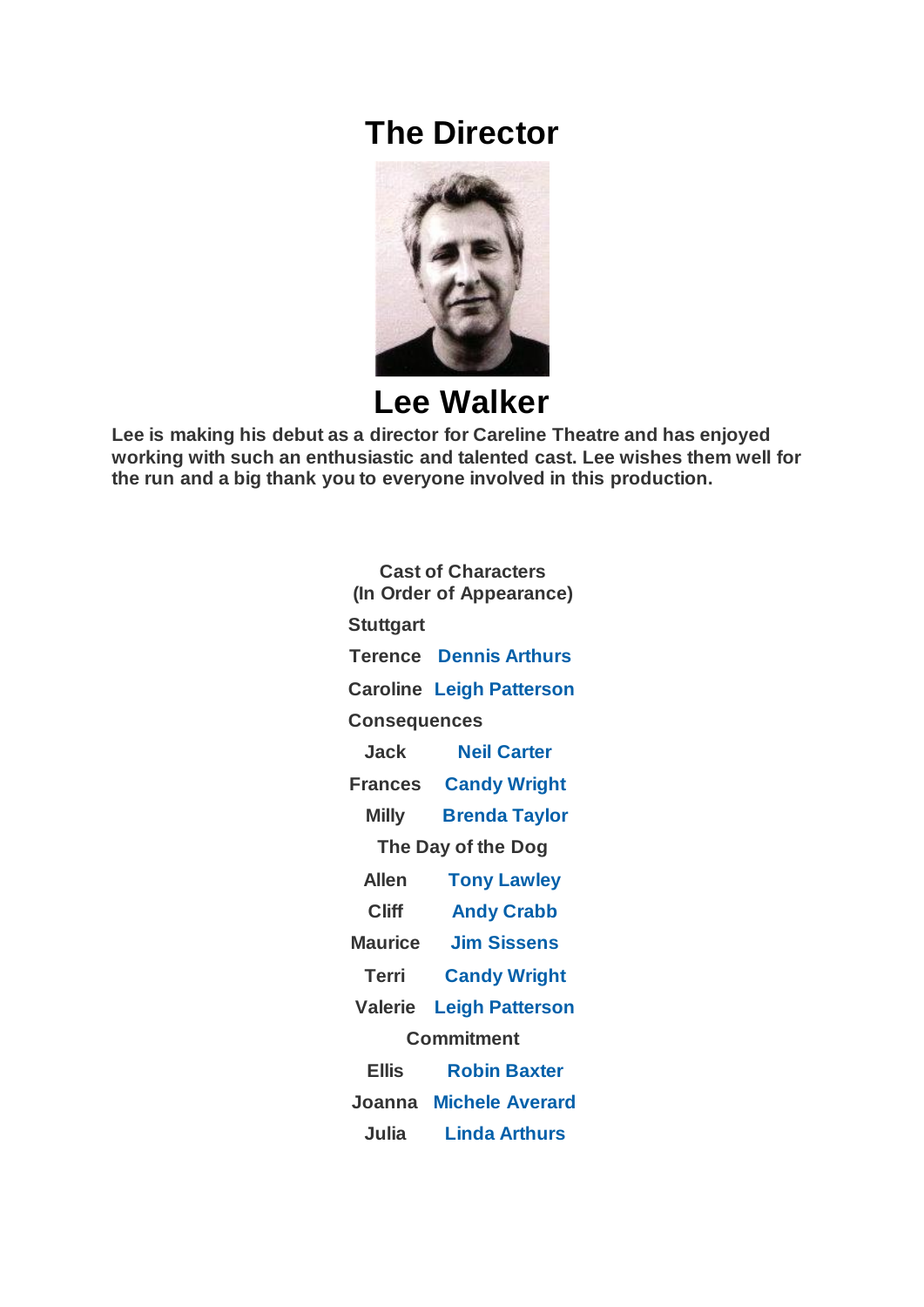# The Director

## Lee Walker

**Lee is making his debut as a director for Careline Theatre and has enjoyed working with such an enthusiastic and talented cast. Lee wishes them well for the run and a big thank you to everyone involved in this production.**

**Cast of Characters**
**(In Order of Appearance)**

**Stuttgart**

| Character | Actor |
|---|---|
| Terence | Dennis Arthurs |
| Caroline | Leigh Patterson |

**Consequences**

| Character | Actor |
|---|---|
| Jack | Neil Carter |
| Frances | Candy Wright |
| Milly | Brenda Taylor |

**The Day of the Dog**

| Character | Actor |
|---|---|
| Allen | Tony Lawley |
| Cliff | Andy Crabb |
| Maurice | Jim Sissens |
| Terri | Candy Wright |
| Valerie | Leigh Patterson |

**Commitment**

| Character | Actor |
|---|---|
| Ellis | Robin Baxter |
| Joanna | Michele Averard |
| Julia | Linda Arthurs |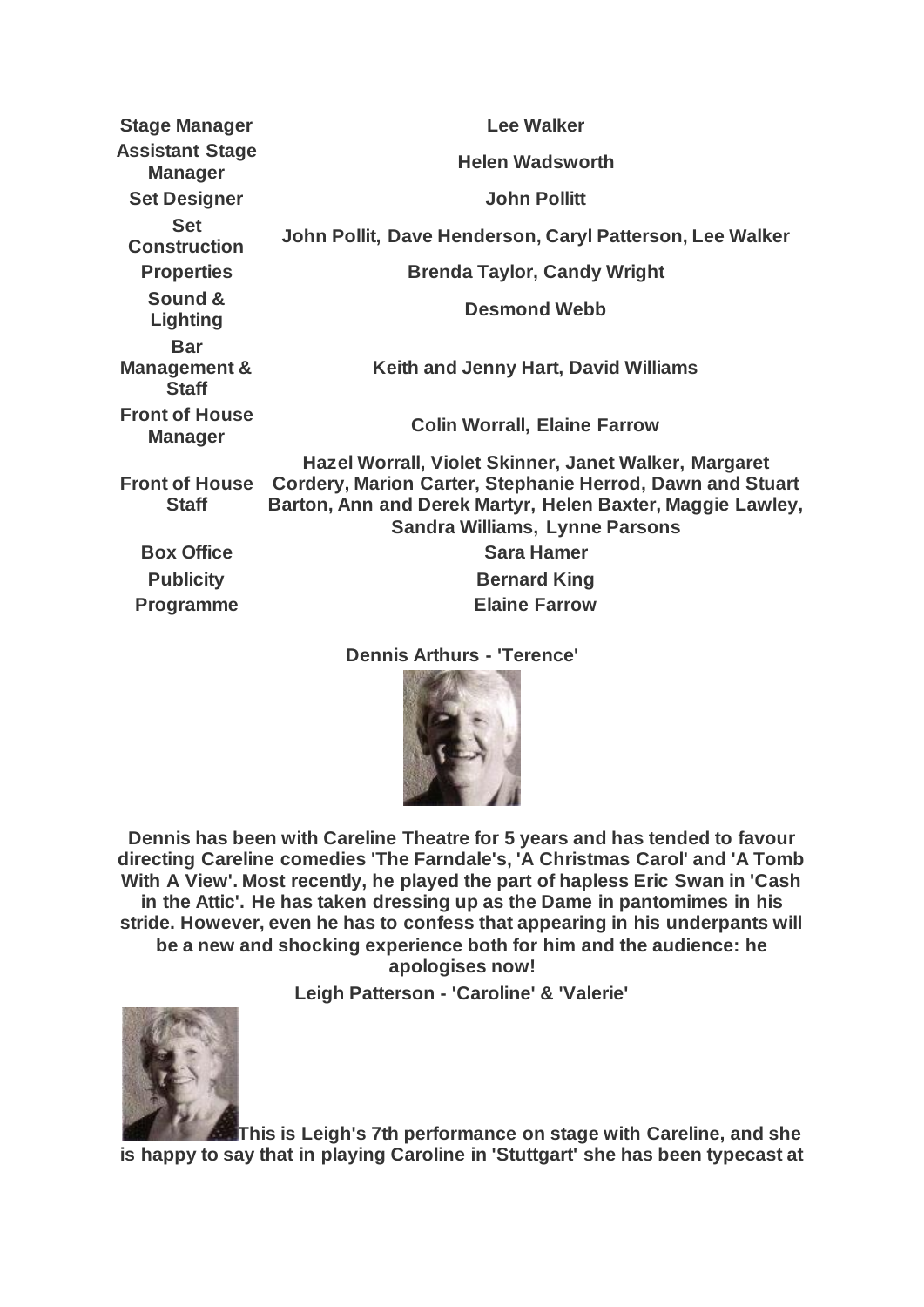| | |
|---|---|
| **Stage Manager** | **Lee Walker** |
| **Assistant Stage Manager** | **Helen Wadsworth** |
| **Set Designer** | **John Pollitt** |
| **Set Construction** | **John Pollit, Dave Henderson, Caryl Patterson, Lee Walker** |
| **Properties** | **Brenda Taylor, Candy Wright** |
| **Sound & Lighting** | **Desmond Webb** |
| **Bar Management & Staff** | **Keith and Jenny Hart, David Williams** |
| **Front of House Manager** | **Colin Worrall, Elaine Farrow** |
| **Front of House Staff** | **Hazel Worrall, Violet Skinner, Janet Walker, Margaret Cordery, Marion Carter, Stephanie Herrod, Dawn and Stuart Barton, Ann and Derek Martyr, Helen Baxter, Maggie Lawley, Sandra Williams, Lynne Parsons** |
| **Box Office** | **Sara Hamer** |
| **Publicity** | **Bernard King** |
| **Programme** | **Elaine Farrow** |

**Dennis Arthurs - 'Terence'**

**Dennis has been with Careline Theatre for 5 years and has tended to favour directing Careline comedies 'The Farndale's, 'A Christmas Carol' and 'A Tomb With A View'. Most recently, he played the part of hapless Eric Swan in 'Cash in the Attic'. He has taken dressing up as the Dame in pantomimes in his stride. However, even he has to confess that appearing in his underpants will be a new and shocking experience both for him and the audience: he apologises now!**

**Leigh Patterson - 'Caroline' & 'Valerie'**

**This is Leigh's 7th performance on stage with Careline, and she is happy to say that in playing Caroline in 'Stuttgart' she has been typecast at**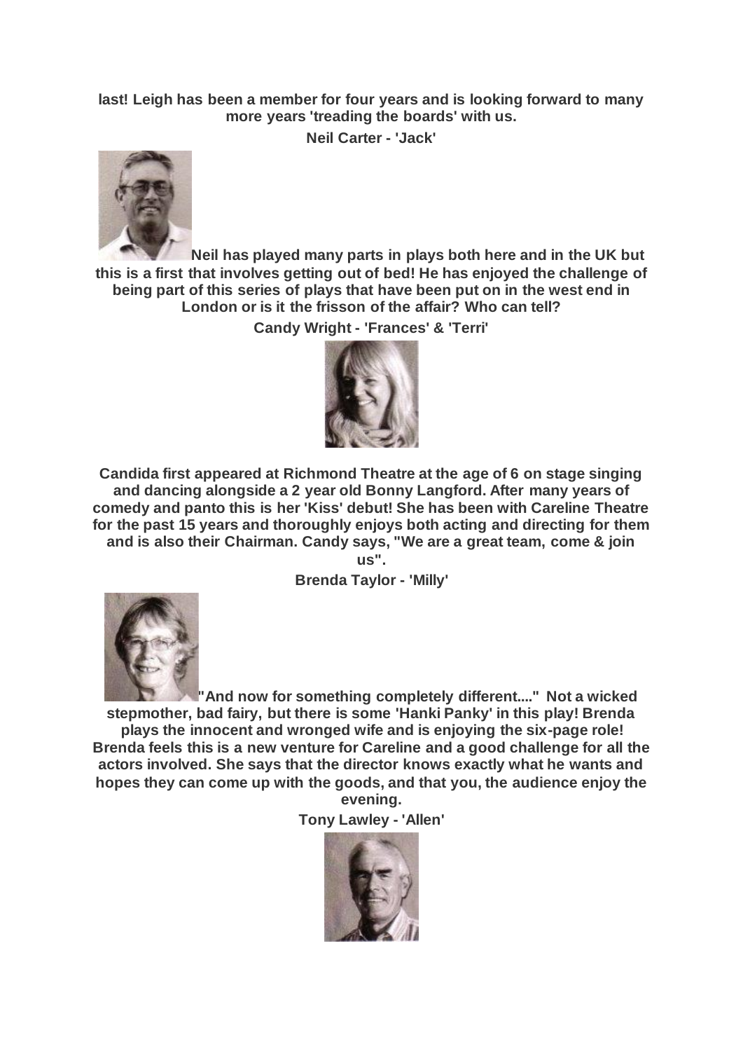**last! Leigh has been a member for four years and is looking forward to many more years 'treading the boards' with us.**

**Neil Carter - 'Jack'**

**Neil has played many parts in plays both here and in the UK but this is a first that involves getting out of bed! He has enjoyed the challenge of being part of this series of plays that have been put on in the west end in London or is it the frisson of the affair? Who can tell?**

**Candy Wright - 'Frances' & 'Terri'**

**Candida first appeared at Richmond Theatre at the age of 6 on stage singing and dancing alongside a 2 year old Bonny Langford. After many years of comedy and panto this is her 'Kiss' debut! She has been with Careline Theatre for the past 15 years and thoroughly enjoys both acting and directing for them and is also their Chairman. Candy says, "We are a great team, come & join us".**

**Brenda Taylor - 'Milly'**

**"And now for something completely different...." Not a wicked stepmother, bad fairy, but there is some 'Hanki Panky' in this play! Brenda plays the innocent and wronged wife and is enjoying the six-page role! Brenda feels this is a new venture for Careline and a good challenge for all the actors involved. She says that the director knows exactly what he wants and hopes they can come up with the goods, and that you, the audience enjoy the evening.**

**Tony Lawley - 'Allen'**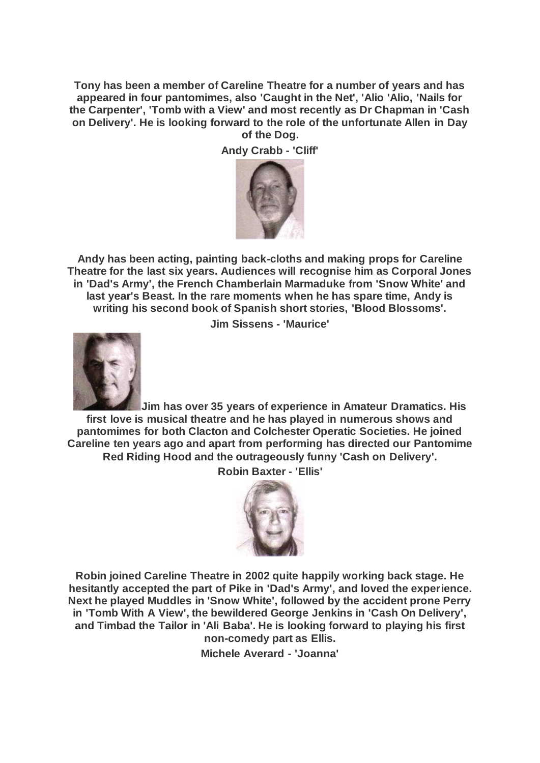**Tony has been a member of Careline Theatre for a number of years and has appeared in four pantomimes, also 'Caught in the Net', 'Alio 'Alio, 'Nails for the Carpenter', 'Tomb with a View' and most recently as Dr Chapman in 'Cash on Delivery'. He is looking forward to the role of the unfortunate Allen in Day of the Dog.**

**Andy Crabb - 'Cliff'**

**Andy has been acting, painting back-cloths and making props for Careline Theatre for the last six years. Audiences will recognise him as Corporal Jones in 'Dad's Army', the French Chamberlain Marmaduke from 'Snow White' and last year's Beast. In the rare moments when he has spare time, Andy is writing his second book of Spanish short stories, 'Blood Blossoms'.**

**Jim Sissens - 'Maurice'**

**Jim has over 35 years of experience in Amateur Dramatics. His first love is musical theatre and he has played in numerous shows and pantomimes for both Clacton and Colchester Operatic Societies. He joined Careline ten years ago and apart from performing has directed our Pantomime Red Riding Hood and the outrageously funny 'Cash on Delivery'.**

**Robin Baxter - 'Ellis'**

**Robin joined Careline Theatre in 2002 quite happily working back stage. He hesitantly accepted the part of Pike in 'Dad's Army', and loved the experience. Next he played Muddles in 'Snow White', followed by the accident prone Perry in 'Tomb With A View', the bewildered George Jenkins in 'Cash On Delivery', and Timbad the Tailor in 'Ali Baba'. He is looking forward to playing his first non-comedy part as Ellis.**

**Michele Averard - 'Joanna'**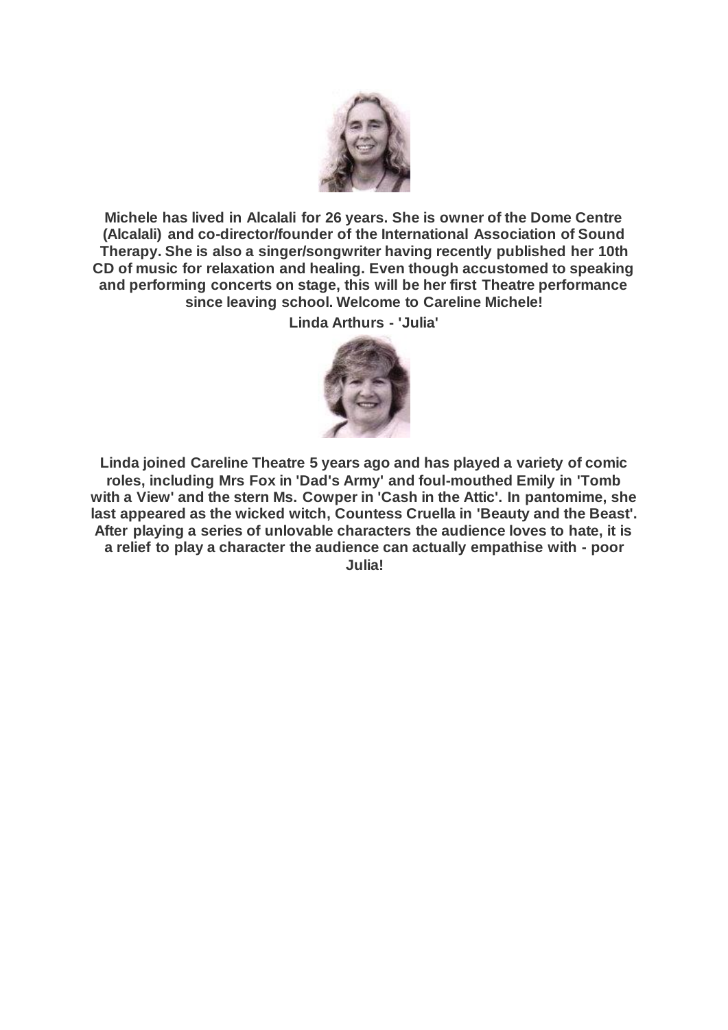**Michele has lived in Alcalali for 26 years. She is owner of the Dome Centre (Alcalali) and co-director/founder of the International Association of Sound Therapy. She is also a singer/songwriter having recently published her 10th CD of music for relaxation and healing. Even though accustomed to speaking and performing concerts on stage, this will be her first Theatre performance since leaving school. Welcome to Careline Michele!**

**Linda Arthurs - 'Julia'**

**Linda joined Careline Theatre 5 years ago and has played a variety of comic roles, including Mrs Fox in 'Dad's Army' and foul-mouthed Emily in 'Tomb with a View' and the stern Ms. Cowper in 'Cash in the Attic'. In pantomime, she last appeared as the wicked witch, Countess Cruella in 'Beauty and the Beast'. After playing a series of unlovable characters the audience loves to hate, it is a relief to play a character the audience can actually empathise with - poor Julia!**